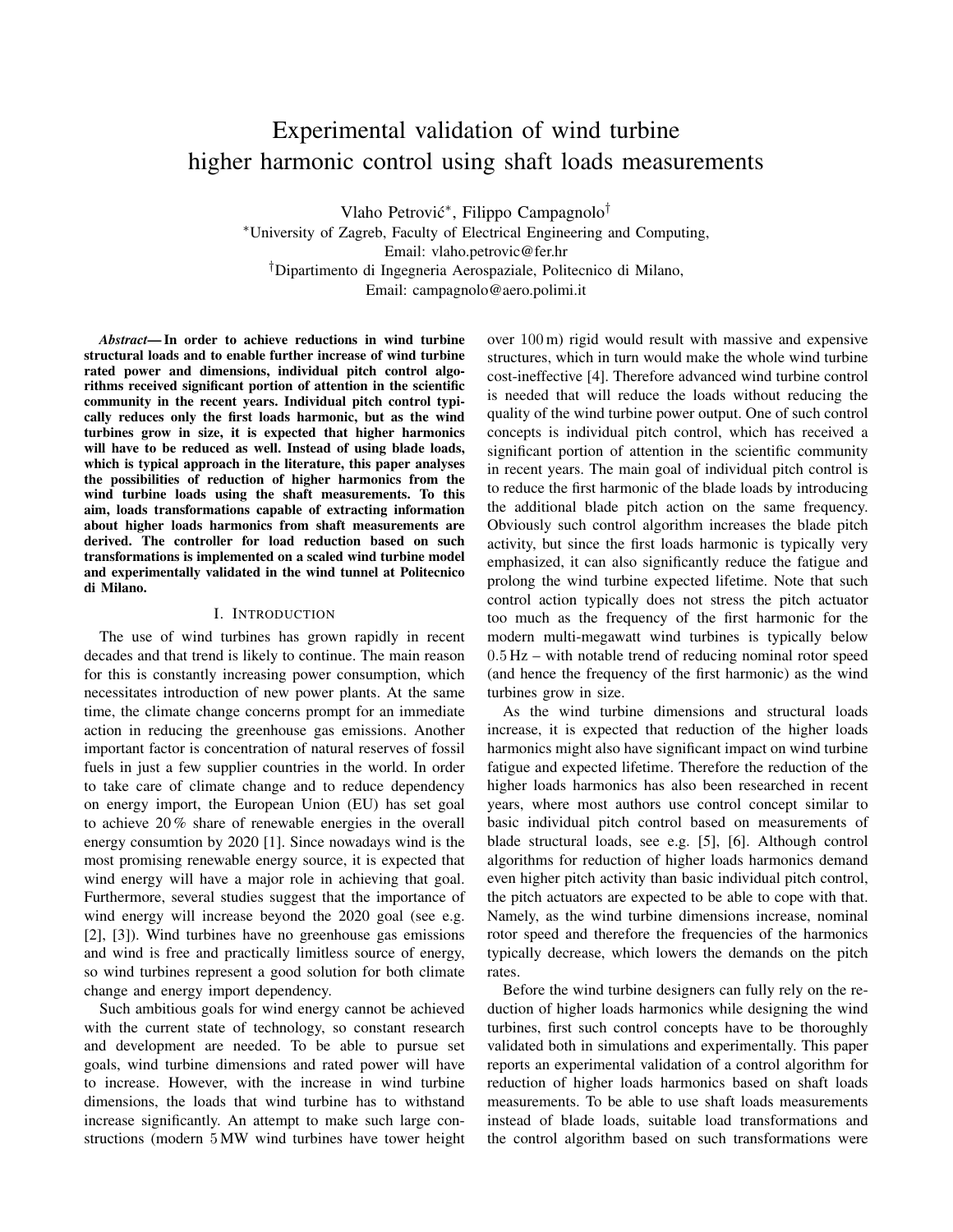# Experimental validation of wind turbine higher harmonic control using shaft loads measurements

Vlaho Petrović[*], Filippo Campagnolo[†]

[*]University of Zagreb, Faculty of Electrical Engineering and Computing,
Email: vlaho.petrovic@fer.hr

[†]Dipartimento di Ingegneria Aerospaziale, Politecnico di Milano,
Email: campagnolo@aero.polimi.it

***Abstract*— In order to achieve reductions in wind turbine structural loads and to enable further increase of wind turbine rated power and dimensions, individual pitch control algorithms received significant portion of attention in the scientific community in the recent years. Individual pitch control typically reduces only the first loads harmonic, but as the wind turbines grow in size, it is expected that higher harmonics will have to be reduced as well. Instead of using blade loads, which is typical approach in the literature, this paper analyses the possibilities of reduction of higher harmonics from the wind turbine loads using the shaft measurements. To this aim, loads transformations capable of extracting information about higher loads harmonics from shaft measurements are derived. The controller for load reduction based on such transformations is implemented on a scaled wind turbine model and experimentally validated in the wind tunnel at Politecnico di Milano.**

## I. Introduction

The use of wind turbines has grown rapidly in recent decades and that trend is likely to continue. The main reason for this is constantly increasing power consumption, which necessitates introduction of new power plants. At the same time, the climate change concerns prompt for an immediate action in reducing the greenhouse gas emissions. Another important factor is concentration of natural reserves of fossil fuels in just a few supplier countries in the world. In order to take care of climate change and to reduce dependency on energy import, the European Union (EU) has set goal to achieve 20 % share of renewable energies in the overall energy consumtion by 2020 [1]. Since nowadays wind is the most promising renewable energy source, it is expected that wind energy will have a major role in achieving that goal. Furthermore, several studies suggest that the importance of wind energy will increase beyond the 2020 goal (see e.g. [2], [3]). Wind turbines have no greenhouse gas emissions and wind is free and practically limitless source of energy, so wind turbines represent a good solution for both climate change and energy import dependency.

Such ambitious goals for wind energy cannot be achieved with the current state of technology, so constant research and development are needed. To be able to pursue set goals, wind turbine dimensions and rated power will have to increase. However, with the increase in wind turbine dimensions, the loads that wind turbine has to withstand increase significantly. An attempt to make such large constructions (modern 5 MW wind turbines have tower height over 100 m) rigid would result with massive and expensive structures, which in turn would make the whole wind turbine cost-ineffective [4]. Therefore advanced wind turbine control is needed that will reduce the loads without reducing the quality of the wind turbine power output. One of such control concepts is individual pitch control, which has received a significant portion of attention in the scientific community in recent years. The main goal of individual pitch control is to reduce the first harmonic of the blade loads by introducing the additional blade pitch action on the same frequency. Obviously such control algorithm increases the blade pitch activity, but since the first loads harmonic is typically very emphasized, it can also significantly reduce the fatigue and prolong the wind turbine expected lifetime. Note that such control action typically does not stress the pitch actuator too much as the frequency of the first harmonic for the modern multi-megawatt wind turbines is typically below 0.5 Hz – with notable trend of reducing nominal rotor speed (and hence the frequency of the first harmonic) as the wind turbines grow in size.

As the wind turbine dimensions and structural loads increase, it is expected that reduction of the higher loads harmonics might also have significant impact on wind turbine fatigue and expected lifetime. Therefore the reduction of the higher loads harmonics has also been researched in recent years, where most authors use control concept similar to basic individual pitch control based on measurements of blade structural loads, see e.g. [5], [6]. Although control algorithms for reduction of higher loads harmonics demand even higher pitch activity than basic individual pitch control, the pitch actuators are expected to be able to cope with that. Namely, as the wind turbine dimensions increase, nominal rotor speed and therefore the frequencies of the harmonics typically decrease, which lowers the demands on the pitch rates.

Before the wind turbine designers can fully rely on the reduction of higher loads harmonics while designing the wind turbines, first such control concepts have to be thoroughly validated both in simulations and experimentally. This paper reports an experimental validation of a control algorithm for reduction of higher loads harmonics based on shaft loads measurements. To be able to use shaft loads measurements instead of blade loads, suitable load transformations and the control algorithm based on such transformations were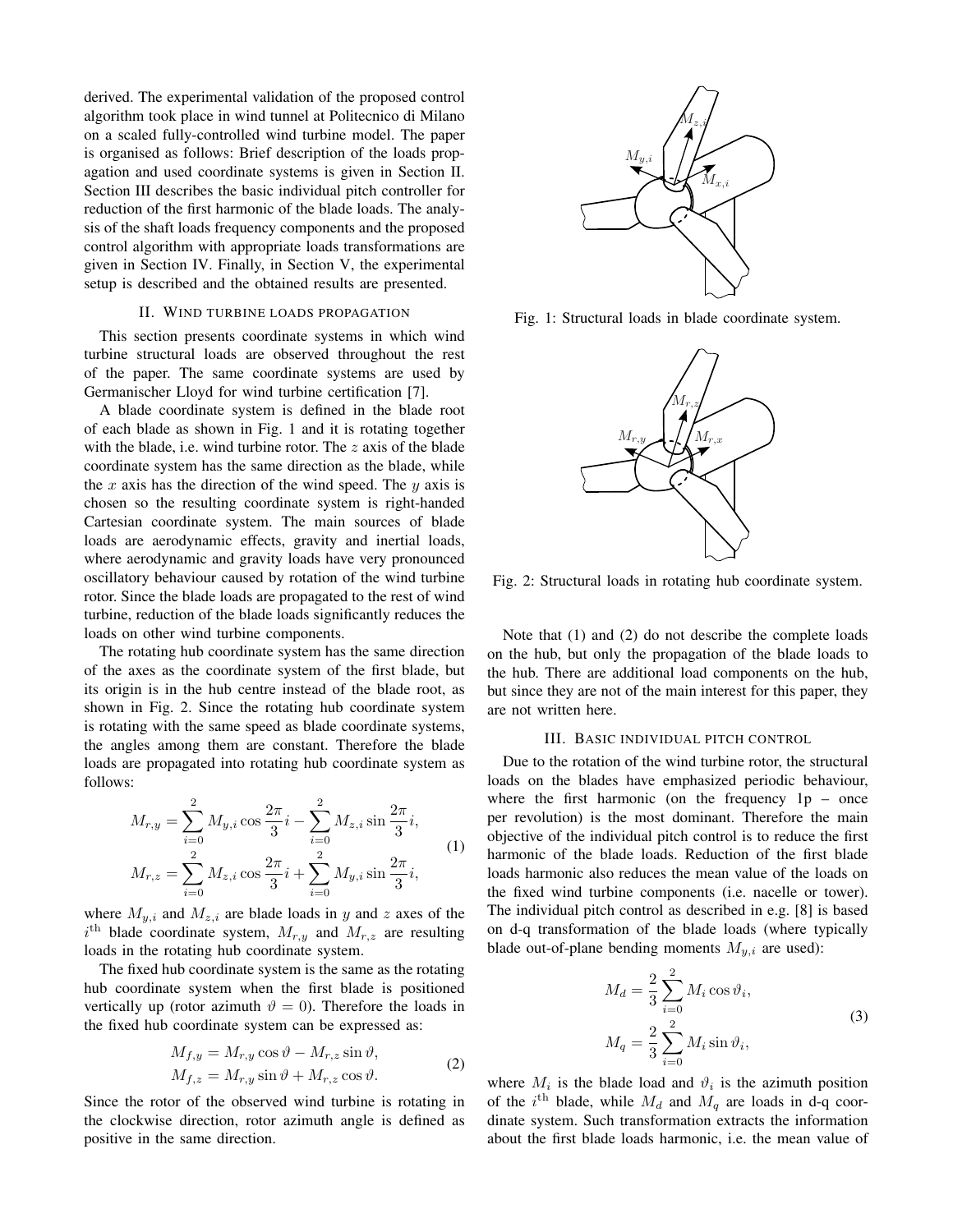derived. The experimental validation of the proposed control algorithm took place in wind tunnel at Politecnico di Milano on a scaled fully-controlled wind turbine model. The paper is organised as follows: Brief description of the loads propagation and used coordinate systems is given in Section II. Section III describes the basic individual pitch controller for reduction of the first harmonic of the blade loads. The analysis of the shaft loads frequency components and the proposed control algorithm with appropriate loads transformations are given in Section IV. Finally, in Section V, the experimental setup is described and the obtained results are presented.

## II. Wind turbine loads propagation

This section presents coordinate systems in which wind turbine structural loads are observed throughout the rest of the paper. The same coordinate systems are used by Germanischer Lloyd for wind turbine certification [7].

A blade coordinate system is defined in the blade root of each blade as shown in Fig. 1 and it is rotating together with the blade, i.e. wind turbine rotor. The $z$ axis of the blade coordinate system has the same direction as the blade, while the $x$ axis has the direction of the wind speed. The $y$ axis is chosen so the resulting coordinate system is right-handed Cartesian coordinate system. The main sources of blade loads are aerodynamic effects, gravity and inertial loads, where aerodynamic and gravity loads have very pronounced oscillatory behaviour caused by rotation of the wind turbine rotor. Since the blade loads are propagated to the rest of wind turbine, reduction of the blade loads significantly reduces the loads on other wind turbine components.

The rotating hub coordinate system has the same direction of the axes as the coordinate system of the first blade, but its origin is in the hub centre instead of the blade root, as shown in Fig. 2. Since the rotating hub coordinate system is rotating with the same speed as blade coordinate systems, the angles among them are constant. Therefore the blade loads are propagated into rotating hub coordinate system as follows:

$$
\begin{aligned}
M_{r,y} &= \sum_{i=0}^{2} M_{y,i} \cos \frac{2\pi}{3} i - \sum_{i=0}^{2} M_{z,i} \sin \frac{2\pi}{3} i, \\
M_{r,z} &= \sum_{i=0}^{2} M_{z,i} \cos \frac{2\pi}{3} i + \sum_{i=0}^{2} M_{y,i} \sin \frac{2\pi}{3} i,
\end{aligned}
\tag{1}
$$

where $M_{y,i}$ and $M_{z,i}$ are blade loads in $y$ and $z$ axes of the $i^{\text{th}}$ blade coordinate system, $M_{r,y}$ and $M_{r,z}$ are resulting loads in the rotating hub coordinate system.

The fixed hub coordinate system is the same as the rotating hub coordinate system when the first blade is positioned vertically up (rotor azimuth $\vartheta = 0$). Therefore the loads in the fixed hub coordinate system can be expressed as:

$$
\begin{aligned}
M_{f,y} &= M_{r,y} \cos \vartheta - M_{r,z} \sin \vartheta, \\
M_{f,z} &= M_{r,y} \sin \vartheta + M_{r,z} \cos \vartheta.
\end{aligned}
\tag{2}
$$

Since the rotor of the observed wind turbine is rotating in the clockwise direction, rotor azimuth angle is defined as positive in the same direction.

Fig. 1: Structural loads in blade coordinate system.

Fig. 2: Structural loads in rotating hub coordinate system.

Note that (1) and (2) do not describe the complete loads on the hub, but only the propagation of the blade loads to the hub. There are additional load components on the hub, but since they are not of the main interest for this paper, they are not written here.

## III. Basic individual pitch control

Due to the rotation of the wind turbine rotor, the structural loads on the blades have emphasized periodic behaviour, where the first harmonic (on the frequency 1p – once per revolution) is the most dominant. Therefore the main objective of the individual pitch control is to reduce the first harmonic of the blade loads. Reduction of the first blade loads harmonic also reduces the mean value of the loads on the fixed wind turbine components (i.e. nacelle or tower). The individual pitch control as described in e.g. [8] is based on d-q transformation of the blade loads (where typically blade out-of-plane bending moments $M_{y,i}$ are used):

$$
\begin{aligned}
M_d &= \frac{2}{3} \sum_{i=0}^{2} M_i \cos \vartheta_i, \\
M_q &= \frac{2}{3} \sum_{i=0}^{2} M_i \sin \vartheta_i,
\end{aligned}
\tag{3}
$$

where $M_i$ is the blade load and $\vartheta_i$ is the azimuth position of the $i^{\text{th}}$ blade, while $M_d$ and $M_q$ are loads in d-q coordinate system. Such transformation extracts the information about the first blade loads harmonic, i.e. the mean value of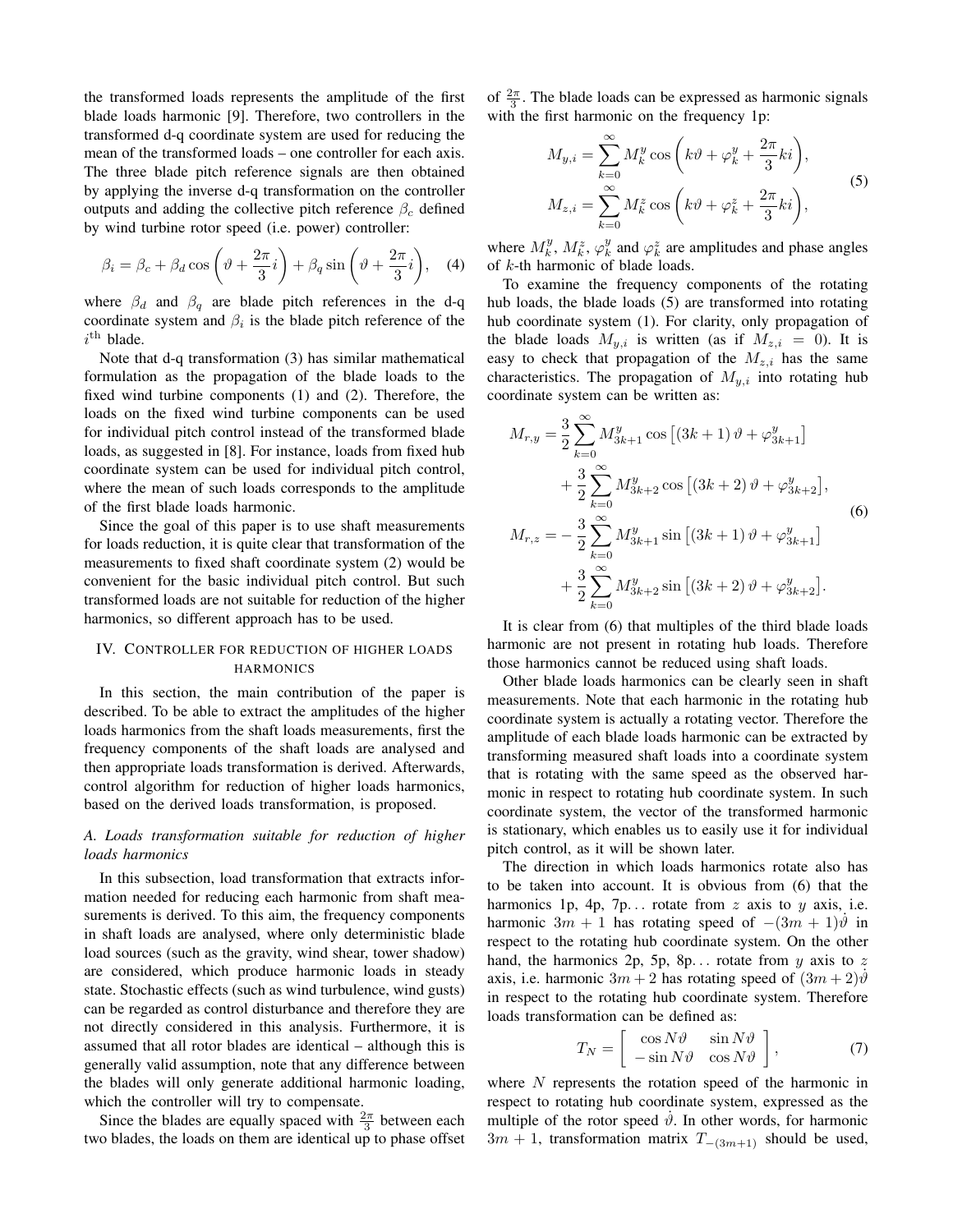the transformed loads represents the amplitude of the first blade loads harmonic [9]. Therefore, two controllers in the transformed d-q coordinate system are used for reducing the mean of the transformed loads – one controller for each axis. The three blade pitch reference signals are then obtained by applying the inverse d-q transformation on the controller outputs and adding the collective pitch reference $\beta_c$ defined by wind turbine rotor speed (i.e. power) controller:

$$\beta_i = \beta_c + \beta_d \cos\left(\vartheta + \frac{2\pi}{3}i\right) + \beta_q \sin\left(\vartheta + \frac{2\pi}{3}i\right), \quad (4)$$

where $\beta_d$ and $\beta_q$ are blade pitch references in the d-q coordinate system and $\beta_i$ is the blade pitch reference of the $i^{\text{th}}$ blade.

Note that d-q transformation (3) has similar mathematical formulation as the propagation of the blade loads to the fixed wind turbine components (1) and (2). Therefore, the loads on the fixed wind turbine components can be used for individual pitch control instead of the transformed blade loads, as suggested in [8]. For instance, loads from fixed hub coordinate system can be used for individual pitch control, where the mean of such loads corresponds to the amplitude of the first blade loads harmonic.

Since the goal of this paper is to use shaft measurements for loads reduction, it is quite clear that transformation of the measurements to fixed shaft coordinate system (2) would be convenient for the basic individual pitch control. But such transformed loads are not suitable for reduction of the higher harmonics, so different approach has to be used.

## IV. Controller for reduction of higher loads harmonics

In this section, the main contribution of the paper is described. To be able to extract the amplitudes of the higher loads harmonics from the shaft loads measurements, first the frequency components of the shaft loads are analysed and then appropriate loads transformation is derived. Afterwards, control algorithm for reduction of higher loads harmonics, based on the derived loads transformation, is proposed.

### A. Loads transformation suitable for reduction of higher loads harmonics

In this subsection, load transformation that extracts information needed for reducing each harmonic from shaft measurements is derived. To this aim, the frequency components in shaft loads are analysed, where only deterministic blade load sources (such as the gravity, wind shear, tower shadow) are considered, which produce harmonic loads in steady state. Stochastic effects (such as wind turbulence, wind gusts) can be regarded as control disturbance and therefore they are not directly considered in this analysis. Furthermore, it is assumed that all rotor blades are identical – although this is generally valid assumption, note that any difference between the blades will only generate additional harmonic loading, which the controller will try to compensate.

Since the blades are equally spaced with $\frac{2\pi}{3}$ between each two blades, the loads on them are identical up to phase offset of $\frac{2\pi}{3}$. The blade loads can be expressed as harmonic signals with the first harmonic on the frequency 1p:

$$\begin{aligned} M_{y,i} &= \sum_{k=0}^{\infty} M_k^y \cos\left(k\vartheta + \varphi_k^y + \frac{2\pi}{3}ki\right), \\ M_{z,i} &= \sum_{k=0}^{\infty} M_k^z \cos\left(k\vartheta + \varphi_k^z + \frac{2\pi}{3}ki\right), \end{aligned} \quad (5)$$

where $M_k^y$, $M_k^z$, $\varphi_k^y$ and $\varphi_k^z$ are amplitudes and phase angles of $k$-th harmonic of blade loads.

To examine the frequency components of the rotating hub loads, the blade loads (5) are transformed into rotating hub coordinate system (1). For clarity, only propagation of the blade loads $M_{y,i}$ is written (as if $M_{z,i} = 0$). It is easy to check that propagation of the $M_{z,i}$ has the same characteristics. The propagation of $M_{y,i}$ into rotating hub coordinate system can be written as:

$$\begin{aligned} M_{r,y} =& \frac{3}{2}\sum_{k=0}^{\infty} M_{3k+1}^y \cos\left[(3k+1)\vartheta + \varphi_{3k+1}^y\right] \\ &+ \frac{3}{2}\sum_{k=0}^{\infty} M_{3k+2}^y \cos\left[(3k+2)\vartheta + \varphi_{3k+2}^y\right], \\ M_{r,z} =& -\frac{3}{2}\sum_{k=0}^{\infty} M_{3k+1}^y \sin\left[(3k+1)\vartheta + \varphi_{3k+1}^y\right] \\ &+ \frac{3}{2}\sum_{k=0}^{\infty} M_{3k+2}^y \sin\left[(3k+2)\vartheta + \varphi_{3k+2}^y\right]. \end{aligned} \quad (6)$$

It is clear from (6) that multiples of the third blade loads harmonic are not present in rotating hub loads. Therefore those harmonics cannot be reduced using shaft loads.

Other blade loads harmonics can be clearly seen in shaft measurements. Note that each harmonic in the rotating hub coordinate system is actually a rotating vector. Therefore the amplitude of each blade loads harmonic can be extracted by transforming measured shaft loads into a coordinate system that is rotating with the same speed as the observed harmonic in respect to rotating hub coordinate system. In such coordinate system, the vector of the transformed harmonic is stationary, which enables us to easily use it for individual pitch control, as it will be shown later.

The direction in which loads harmonics rotate also has to be taken into account. It is obvious from (6) that the harmonics 1p, 4p, 7p... rotate from $z$ axis to $y$ axis, i.e. harmonic $3m+1$ has rotating speed of $-(3m+1)\dot{\vartheta}$ in respect to the rotating hub coordinate system. On the other hand, the harmonics 2p, 5p, 8p... rotate from $y$ axis to $z$ axis, i.e. harmonic $3m+2$ has rotating speed of $(3m+2)\dot{\vartheta}$ in respect to the rotating hub coordinate system. Therefore loads transformation can be defined as:

$$T_N = \begin{bmatrix} \cos N\vartheta & \sin N\vartheta \\ -\sin N\vartheta & \cos N\vartheta \end{bmatrix}, \quad (7)$$

where $N$ represents the rotation speed of the harmonic in respect to rotating hub coordinate system, expressed as the multiple of the rotor speed $\dot{\vartheta}$. In other words, for harmonic $3m+1$, transformation matrix $T_{-(3m+1)}$ should be used,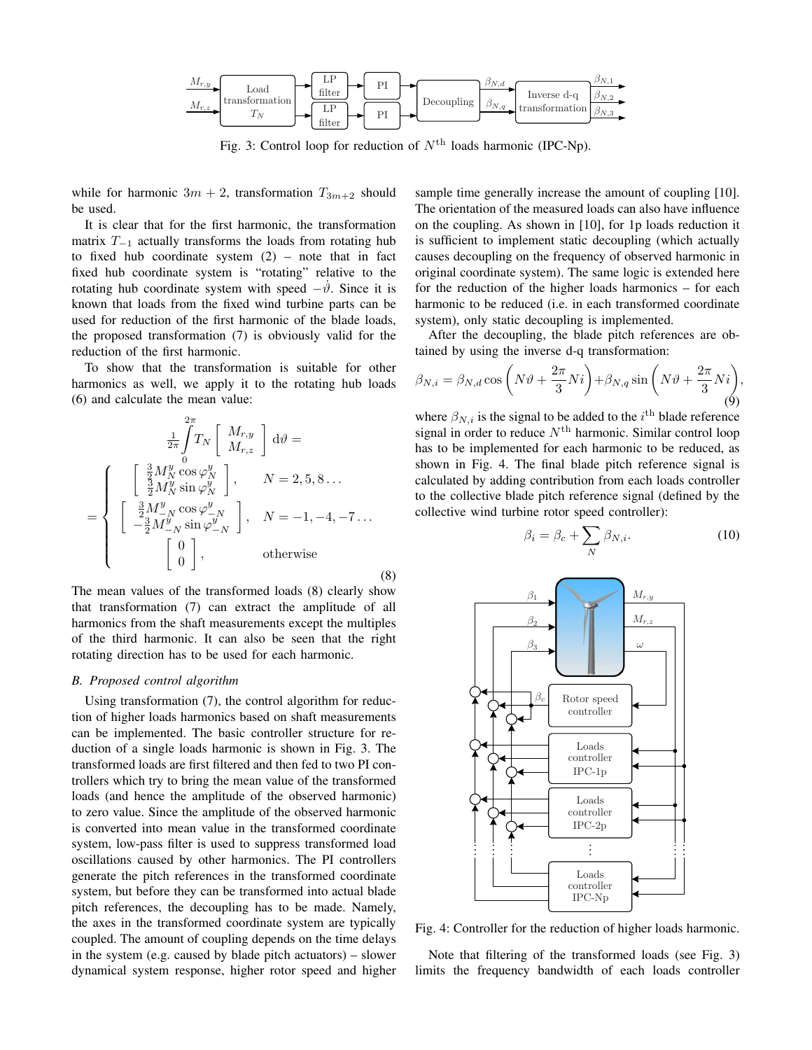Fig. 3: Control loop for reduction of $N^{\text{th}}$ loads harmonic (IPC-Np).

while for harmonic $3m+2$, transformation $T_{3m+2}$ should be used.

It is clear that for the first harmonic, the transformation matrix $T_{-1}$ actually transforms the loads from rotating hub to fixed hub coordinate system (2) – note that in fact fixed hub coordinate system is "rotating" relative to the rotating hub coordinate system with speed $-\dot{\vartheta}$. Since it is known that loads from the fixed wind turbine parts can be used for reduction of the first harmonic of the blade loads, the proposed transformation (7) is obviously valid for the reduction of the first harmonic.

To show that the transformation is suitable for other harmonics as well, we apply it to the rotating hub loads (6) and calculate the mean value:

$$
\frac{1}{2\pi}\int_{0}^{2\pi} T_N \begin{bmatrix} M_{r,y} \\ M_{r,z} \end{bmatrix} \mathrm{d}\vartheta =
$$

$$
= \begin{cases} \begin{bmatrix} \frac{3}{2} M_N^y \cos\varphi_N^y \\ \frac{3}{2} M_N^y \sin\varphi_N^y \end{bmatrix}, & N = 2, 5, 8 \ldots \\ \begin{bmatrix} \frac{3}{2} M_{-N}^y \cos\varphi_{-N}^y \\ -\frac{3}{2} M_{-N}^y \sin\varphi_{-N}^y \end{bmatrix}, & N = -1, -4, -7 \ldots \\ \begin{bmatrix} 0 \\ 0 \end{bmatrix}, & \text{otherwise} \end{cases} \tag{8}
$$

The mean values of the transformed loads (8) clearly show that transformation (7) can extract the amplitude of all harmonics from the shaft measurements except the multiples of the third harmonic. It can also be seen that the right rotating direction has to be used for each harmonic.

### B. Proposed control algorithm

Using transformation (7), the control algorithm for reduction of higher loads harmonics based on shaft measurements can be implemented. The basic controller structure for reduction of a single loads harmonic is shown in Fig. 3. The transformed loads are first filtered and then fed to two PI controllers which try to bring the mean value of the transformed loads (and hence the amplitude of the observed harmonic) to zero value. Since the amplitude of the observed harmonic is converted into mean value in the transformed coordinate system, low-pass filter is used to suppress transformed load oscillations caused by other harmonics. The PI controllers generate the pitch references in the transformed coordinate system, but before they can be transformed into actual blade pitch references, the decoupling has to be made. Namely, the axes in the transformed coordinate system are typically coupled. The amount of coupling depends on the time delays in the system (e.g. caused by blade pitch actuators) – slower dynamical system response, higher rotor speed and higher sample time generally increase the amount of coupling [10]. The orientation of the measured loads can also have influence on the coupling. As shown in [10], for 1p loads reduction it is sufficient to implement static decoupling (which actually causes decoupling on the frequency of observed harmonic in original coordinate system). The same logic is extended here for the reduction of the higher loads harmonics – for each harmonic to be reduced (i.e. in each transformed coordinate system), only static decoupling is implemented.

After the decoupling, the blade pitch references are obtained by using the inverse d-q transformation:

$$
\beta_{N,i} = \beta_{N,d} \cos\left(N\vartheta + \frac{2\pi}{3}Ni\right) + \beta_{N,q} \sin\left(N\vartheta + \frac{2\pi}{3}Ni\right), \tag{9}
$$

where $\beta_{N,i}$ is the signal to be added to the $i^{\text{th}}$ blade reference signal in order to reduce $N^{\text{th}}$ harmonic. Similar control loop has to be implemented for each harmonic to be reduced, as shown in Fig. 4. The final blade pitch reference signal is calculated by adding contribution from each loads controller to the collective blade pitch reference signal (defined by the collective wind turbine rotor speed controller):

$$
\beta_i = \beta_c + \sum_N \beta_{N,i}. \tag{10}
$$

Fig. 4: Controller for the reduction of higher loads harmonic.

Note that filtering of the transformed loads (see Fig. 3) limits the frequency bandwidth of each loads controller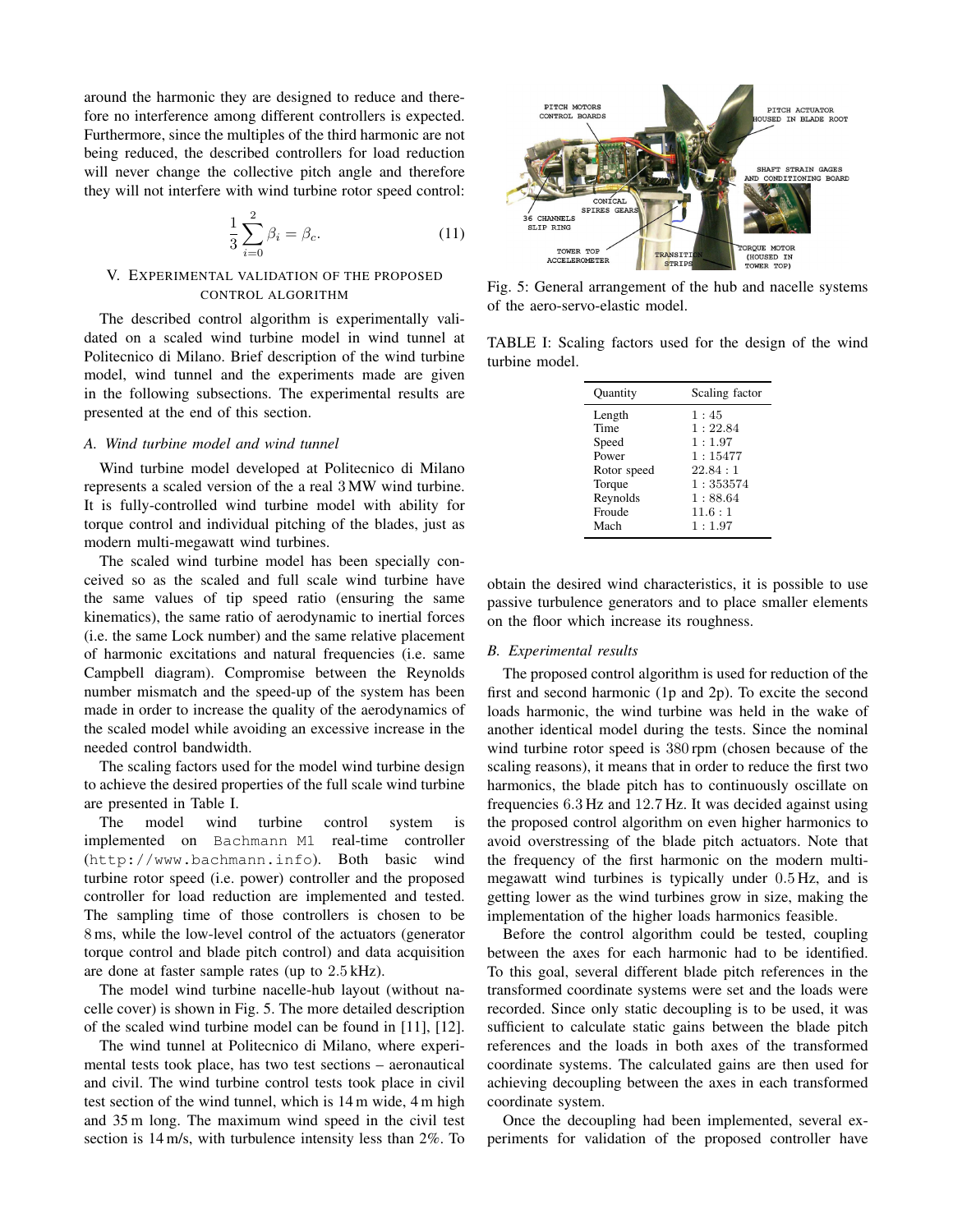around the harmonic they are designed to reduce and therefore no interference among different controllers is expected. Furthermore, since the multiples of the third harmonic are not being reduced, the described controllers for load reduction will never change the collective pitch angle and therefore they will not interfere with wind turbine rotor speed control:

$$\frac{1}{3}\sum_{i=0}^{2}\beta_i = \beta_c. \tag{11}$$

## V. Experimental validation of the proposed control algorithm

The described control algorithm is experimentally validated on a scaled wind turbine model in wind tunnel at Politecnico di Milano. Brief description of the wind turbine model, wind tunnel and the experiments made are given in the following subsections. The experimental results are presented at the end of this section.

### *A. Wind turbine model and wind tunnel*

Wind turbine model developed at Politecnico di Milano represents a scaled version of the a real 3 MW wind turbine. It is fully-controlled wind turbine model with ability for torque control and individual pitching of the blades, just as modern multi-megawatt wind turbines.

The scaled wind turbine model has been specially conceived so as the scaled and full scale wind turbine have the same values of tip speed ratio (ensuring the same kinematics), the same ratio of aerodynamic to inertial forces (i.e. the same Lock number) and the same relative placement of harmonic excitations and natural frequencies (i.e. same Campbell diagram). Compromise between the Reynolds number mismatch and the speed-up of the system has been made in order to increase the quality of the aerodynamics of the scaled model while avoiding an excessive increase in the needed control bandwidth.

The scaling factors used for the model wind turbine design to achieve the desired properties of the full scale wind turbine are presented in Table I.

The model wind turbine control system is implemented on `Bachmann M1` real-time controller (`http://www.bachmann.info`). Both basic wind turbine rotor speed (i.e. power) controller and the proposed controller for load reduction are implemented and tested. The sampling time of those controllers is chosen to be 8 ms, while the low-level control of the actuators (generator torque control and blade pitch control) and data acquisition are done at faster sample rates (up to 2.5 kHz).

The model wind turbine nacelle-hub layout (without nacelle cover) is shown in Fig. 5. The more detailed description of the scaled wind turbine model can be found in [11], [12].

The wind tunnel at Politecnico di Milano, where experimental tests took place, has two test sections – aeronautical and civil. The wind turbine control tests took place in civil test section of the wind tunnel, which is 14 m wide, 4 m high and 35 m long. The maximum wind speed in the civil test section is 14 m/s, with turbulence intensity less than 2%. To obtain the desired wind characteristics, it is possible to use passive turbulence generators and to place smaller elements on the floor which increase its roughness.

Fig. 5: General arrangement of the hub and nacelle systems of the aero-servo-elastic model.

TABLE I: Scaling factors used for the design of the wind turbine model.

| Quantity | Scaling factor |
|---|---|
| Length | $1:45$ |
| Time | $1:22.84$ |
| Speed | $1:1.97$ |
| Power | $1:15477$ |
| Rotor speed | $22.84:1$ |
| Torque | $1:353574$ |
| Reynolds | $1:88.64$ |
| Froude | $11.6:1$ |
| Mach | $1:1.97$ |

### *B. Experimental results*

The proposed control algorithm is used for reduction of the first and second harmonic (1p and 2p). To excite the second loads harmonic, the wind turbine was held in the wake of another identical model during the tests. Since the nominal wind turbine rotor speed is 380 rpm (chosen because of the scaling reasons), it means that in order to reduce the first two harmonics, the blade pitch has to continuously oscillate on frequencies 6.3 Hz and 12.7 Hz. It was decided against using the proposed control algorithm on even higher harmonics to avoid overstressing of the blade pitch actuators. Note that the frequency of the first harmonic on the modern multi-megawatt wind turbines is typically under 0.5 Hz, and is getting lower as the wind turbines grow in size, making the implementation of the higher loads harmonics feasible.

Before the control algorithm could be tested, coupling between the axes for each harmonic had to be identified. To this goal, several different blade pitch references in the transformed coordinate systems were set and the loads were recorded. Since only static decoupling is to be used, it was sufficient to calculate static gains between the blade pitch references and the loads in both axes of the transformed coordinate systems. The calculated gains are then used for achieving decoupling between the axes in each transformed coordinate system.

Once the decoupling had been implemented, several experiments for validation of the proposed controller have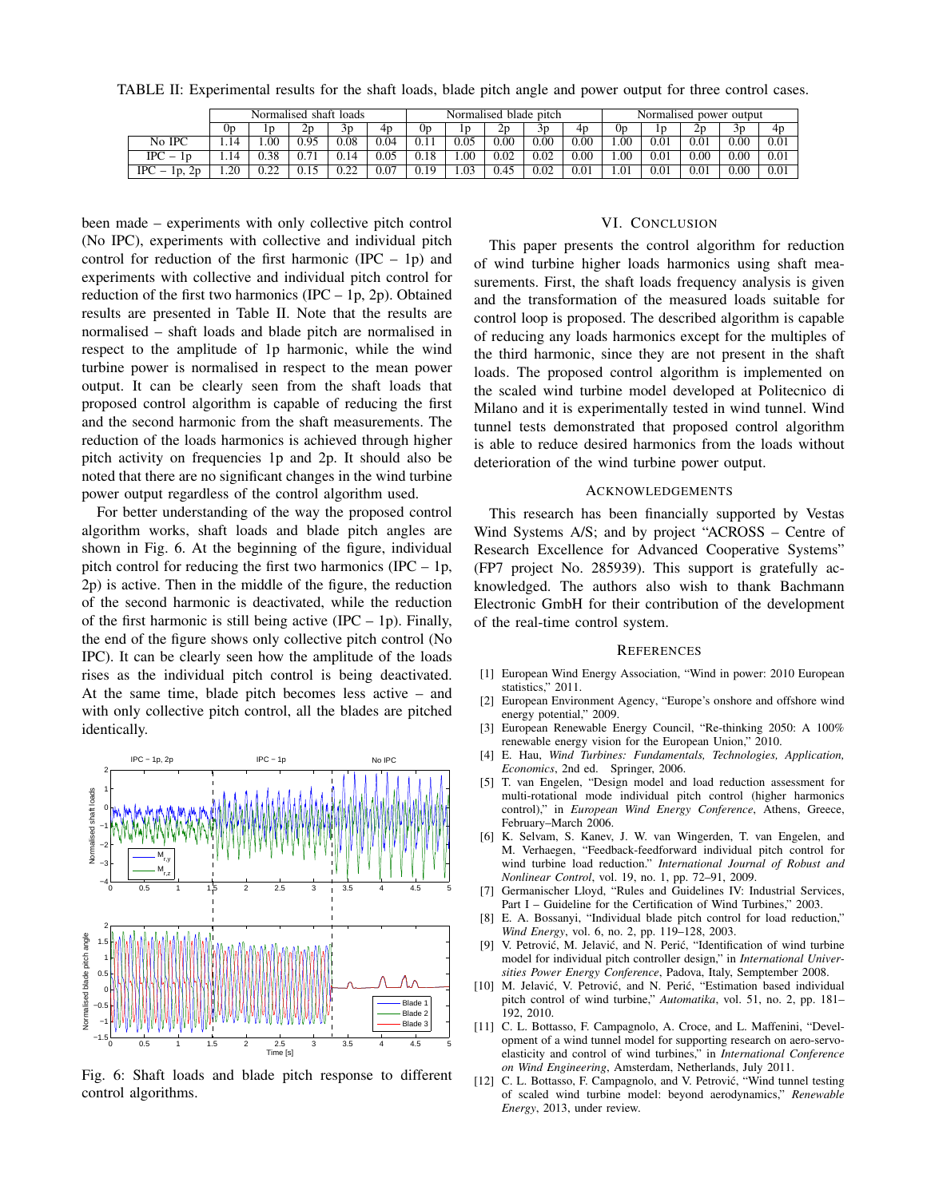TABLE II: Experimental results for the shaft loads, blade pitch angle and power output for three control cases.

| | Normalised shaft loads | | | | | Normalised blade pitch | | | | | Normalised power output | | | | |
|---|---|---|---|---|---|---|---|---|---|---|---|---|---|---|---|
| | 0p | 1p | 2p | 3p | 4p | 0p | 1p | 2p | 3p | 4p | 0p | 1p | 2p | 3p | 4p |
| No IPC | 1.14 | 1.00 | 0.95 | 0.08 | 0.04 | 0.11 | 0.05 | 0.00 | 0.00 | 0.00 | 1.00 | 0.01 | 0.01 | 0.00 | 0.01 |
| IPC – 1p | 1.14 | 0.38 | 0.71 | 0.14 | 0.05 | 0.18 | 1.00 | 0.02 | 0.02 | 0.00 | 1.00 | 0.01 | 0.00 | 0.00 | 0.01 |
| IPC – 1p, 2p | 1.20 | 0.22 | 0.15 | 0.22 | 0.07 | 0.19 | 1.03 | 0.45 | 0.02 | 0.01 | 1.01 | 0.01 | 0.01 | 0.00 | 0.01 |

been made – experiments with only collective pitch control (No IPC), experiments with collective and individual pitch control for reduction of the first harmonic (IPC – 1p) and experiments with collective and individual pitch control for reduction of the first two harmonics (IPC – 1p, 2p). Obtained results are presented in Table II. Note that the results are normalised – shaft loads and blade pitch are normalised in respect to the amplitude of 1p harmonic, while the wind turbine power is normalised in respect to the mean power output. It can be clearly seen from the shaft loads that proposed control algorithm is capable of reducing the first and the second harmonic from the shaft measurements. The reduction of the loads harmonics is achieved through higher pitch activity on frequencies 1p and 2p. It should also be noted that there are no significant changes in the wind turbine power output regardless of the control algorithm used.

For better understanding of the way the proposed control algorithm works, shaft loads and blade pitch angles are shown in Fig. 6. At the beginning of the figure, individual pitch control for reducing the first two harmonics (IPC – 1p, 2p) is active. Then in the middle of the figure, the reduction of the second harmonic is deactivated, while the reduction of the first harmonic is still being active (IPC – 1p). Finally, the end of the figure shows only collective pitch control (No IPC). It can be clearly seen how the amplitude of the loads rises as the individual pitch control is being deactivated. At the same time, blade pitch becomes less active – and with only collective pitch control, all the blades are pitched identically.

IPC − 1p, 2p
IPC − 1p
No IPC
Normalised shaft loads
$M_{r,y}$
$M_{r,z}$
Normalised blade pitch angle
Blade 1
Blade 2
Blade 3
Time [s]

Fig. 6: Shaft loads and blade pitch response to different control algorithms.

## VI. Conclusion

This paper presents the control algorithm for reduction of wind turbine higher loads harmonics using shaft measurements. First, the shaft loads frequency analysis is given and the transformation of the measured loads suitable for control loop is proposed. The described algorithm is capable of reducing any loads harmonics except for the multiples of the third harmonic, since they are not present in the shaft loads. The proposed control algorithm is implemented on the scaled wind turbine model developed at Politecnico di Milano and it is experimentally tested in wind tunnel. Wind tunnel tests demonstrated that proposed control algorithm is able to reduce desired harmonics from the loads without deterioration of the wind turbine power output.

## Acknowledgements

This research has been financially supported by Vestas Wind Systems A/S; and by project "ACROSS – Centre of Research Excellence for Advanced Cooperative Systems" (FP7 project No. 285939). This support is gratefully acknowledged. The authors also wish to thank Bachmann Electronic GmbH for their contribution of the development of the real-time control system.

## References

[1] European Wind Energy Association, "Wind in power: 2010 European statistics," 2011.

[2] European Environment Agency, "Europe's onshore and offshore wind energy potential," 2009.

[3] European Renewable Energy Council, "Re-thinking 2050: A 100% renewable energy vision for the European Union," 2010.

[4] E. Hau, *Wind Turbines: Fundamentals, Technologies, Application, Economics*, 2nd ed. Springer, 2006.

[5] T. van Engelen, "Design model and load reduction assessment for multi-rotational mode individual pitch control (higher harmonics control)," in *European Wind Energy Conference*, Athens, Greece, February–March 2006.

[6] K. Selvam, S. Kanev, J. W. van Wingerden, T. van Engelen, and M. Verhaegen, "Feedback-feedforward individual pitch control for wind turbine load reduction." *International Journal of Robust and Nonlinear Control*, vol. 19, no. 1, pp. 72–91, 2009.

[7] Germanischer Lloyd, "Rules and Guidelines IV: Industrial Services, Part I – Guideline for the Certification of Wind Turbines," 2003.

[8] E. A. Bossanyi, "Individual blade pitch control for load reduction," *Wind Energy*, vol. 6, no. 2, pp. 119–128, 2003.

[9] V. Petrović, M. Jelavić, and N. Perić, "Identification of wind turbine model for individual pitch controller design," in *International Universities Power Energy Conference*, Padova, Italy, Semptember 2008.

[10] M. Jelavić, V. Petrović, and N. Perić, "Estimation based individual pitch control of wind turbine," *Automatika*, vol. 51, no. 2, pp. 181–192, 2010.

[11] C. L. Bottasso, F. Campagnolo, A. Croce, and L. Maffenini, "Development of a wind tunnel model for supporting research on aero-servo-elasticity and control of wind turbines," in *International Conference on Wind Engineering*, Amsterdam, Netherlands, July 2011.

[12] C. L. Bottasso, F. Campagnolo, and V. Petrović, "Wind tunnel testing of scaled wind turbine model: beyond aerodynamics," *Renewable Energy*, 2013, under review.